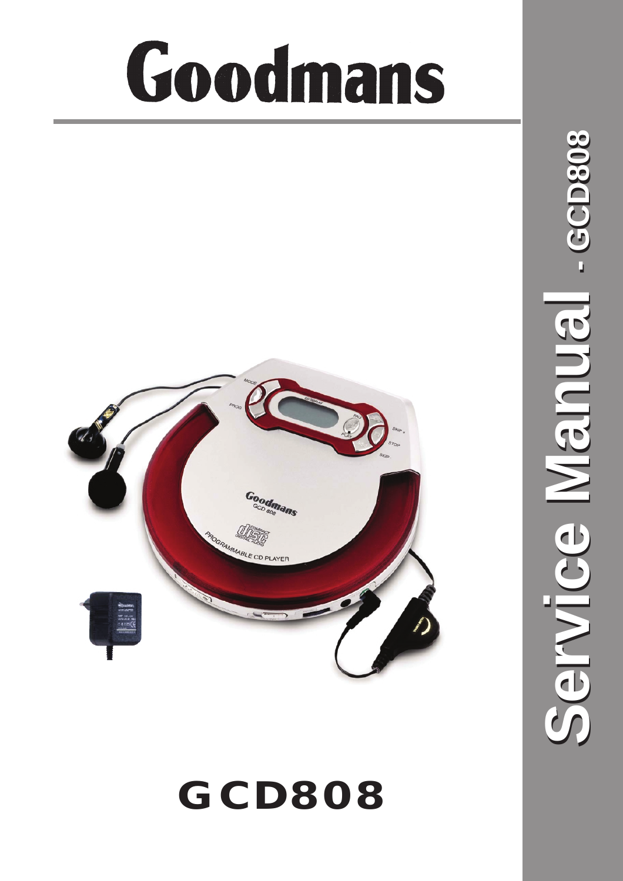# Goodmans

# Service Manual - GCD808

## GCD808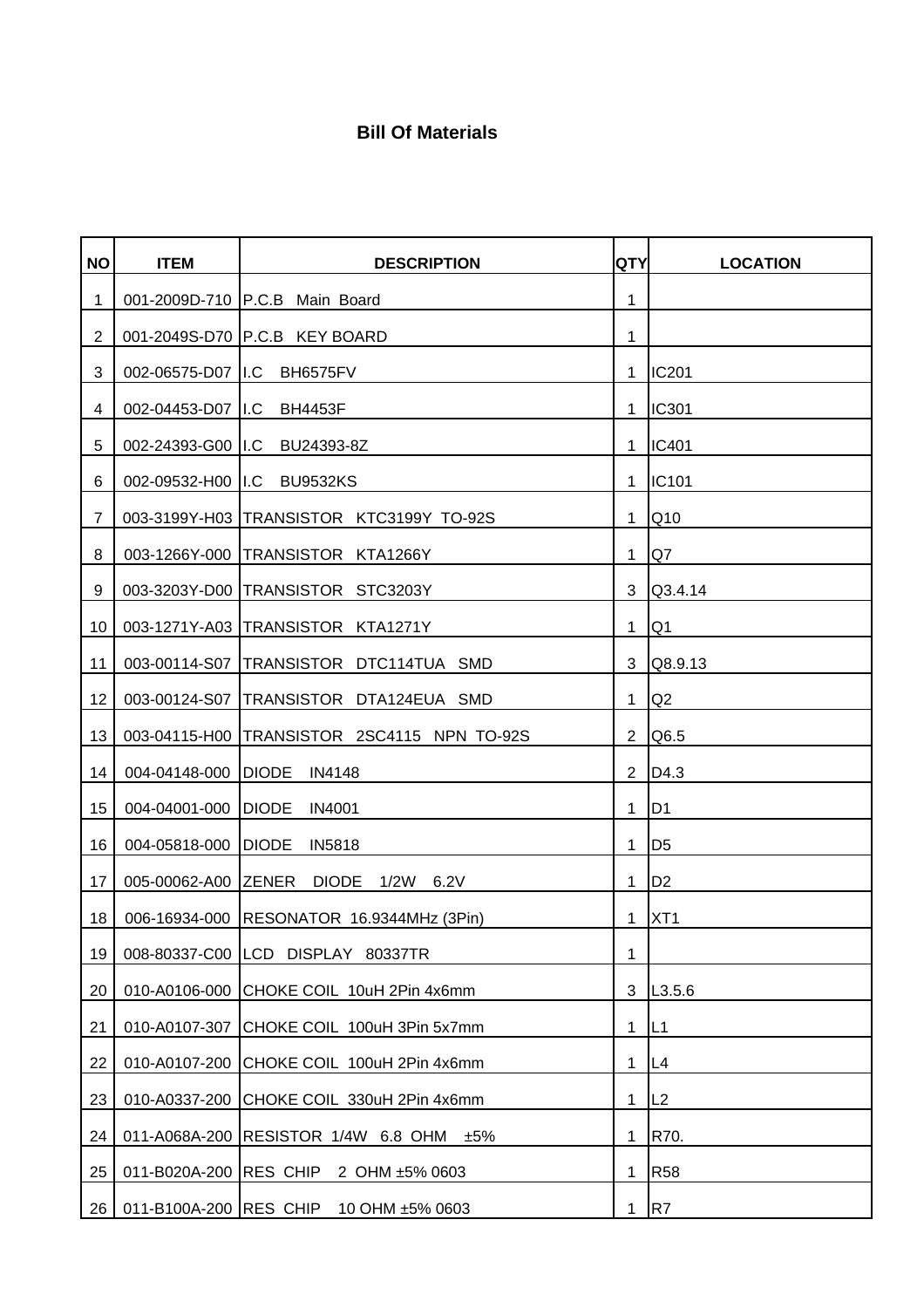# Bill Of Materials

| NO | ITEM | DESCRIPTION | QTY | LOCATION |
|---|---|---|---|---|
| 1 | 001-2009D-710 | P.C.B Main Board | 1 | |
| 2 | 001-2049S-D70 | P.C.B KEY BOARD | 1 | |
| 3 | 002-06575-D07 | I.C BH6575FV | 1 | IC201 |
| 4 | 002-04453-D07 | I.C BH4453F | 1 | IC301 |
| 5 | 002-24393-G00 | I.C BU24393-8Z | 1 | IC401 |
| 6 | 002-09532-H00 | I.C BU9532KS | 1 | IC101 |
| 7 | 003-3199Y-H03 | TRANSISTOR KTC3199Y TO-92S | 1 | Q10 |
| 8 | 003-1266Y-000 | TRANSISTOR KTA1266Y | 1 | Q7 |
| 9 | 003-3203Y-D00 | TRANSISTOR STC3203Y | 3 | Q3.4.14 |
| 10 | 003-1271Y-A03 | TRANSISTOR KTA1271Y | 1 | Q1 |
| 11 | 003-00114-S07 | TRANSISTOR DTC114TUA SMD | 3 | Q8.9.13 |
| 12 | 003-00124-S07 | TRANSISTOR DTA124EUA SMD | 1 | Q2 |
| 13 | 003-04115-H00 | TRANSISTOR 2SC4115 NPN TO-92S | 2 | Q6.5 |
| 14 | 004-04148-000 | DIODE IN4148 | 2 | D4.3 |
| 15 | 004-04001-000 | DIODE IN4001 | 1 | D1 |
| 16 | 004-05818-000 | DIODE IN5818 | 1 | D5 |
| 17 | 005-00062-A00 | ZENER DIODE 1/2W 6.2V | 1 | D2 |
| 18 | 006-16934-000 | RESONATOR 16.9344MHz (3Pin) | 1 | XT1 |
| 19 | 008-80337-C00 | LCD DISPLAY 80337TR | 1 | |
| 20 | 010-A0106-000 | CHOKE COIL 10uH 2Pin 4x6mm | 3 | L3.5.6 |
| 21 | 010-A0107-307 | CHOKE COIL 100uH 3Pin 5x7mm | 1 | L1 |
| 22 | 010-A0107-200 | CHOKE COIL 100uH 2Pin 4x6mm | 1 | L4 |
| 23 | 010-A0337-200 | CHOKE COIL 330uH 2Pin 4x6mm | 1 | L2 |
| 24 | 011-A068A-200 | RESISTOR 1/4W 6.8 OHM ±5% | 1 | R70. |
| 25 | 011-B020A-200 | RES CHIP 2 OHM ±5% 0603 | 1 | R58 |
| 26 | 011-B100A-200 | RES CHIP 10 OHM ±5% 0603 | 1 | R7 |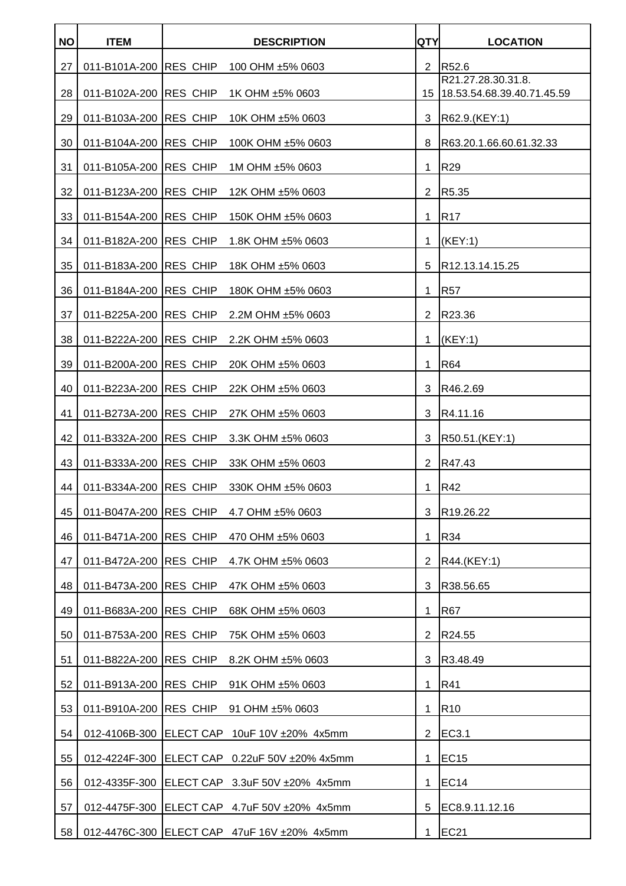| NO | ITEM | DESCRIPTION | QTY | LOCATION |
|---|---|---|---|---|
| 27 | 011-B101A-200 | RES CHIP 100 OHM ±5% 0603 | 2 | R52.6 |
| 28 | 011-B102A-200 | RES CHIP 1K OHM ±5% 0603 | 15 | R21.27.28.30.31.8. 18.53.54.68.39.40.71.45.59 |
| 29 | 011-B103A-200 | RES CHIP 10K OHM ±5% 0603 | 3 | R62.9.(KEY:1) |
| 30 | 011-B104A-200 | RES CHIP 100K OHM ±5% 0603 | 8 | R63.20.1.66.60.61.32.33 |
| 31 | 011-B105A-200 | RES CHIP 1M OHM ±5% 0603 | 1 | R29 |
| 32 | 011-B123A-200 | RES CHIP 12K OHM ±5% 0603 | 2 | R5.35 |
| 33 | 011-B154A-200 | RES CHIP 150K OHM ±5% 0603 | 1 | R17 |
| 34 | 011-B182A-200 | RES CHIP 1.8K OHM ±5% 0603 | 1 | (KEY:1) |
| 35 | 011-B183A-200 | RES CHIP 18K OHM ±5% 0603 | 5 | R12.13.14.15.25 |
| 36 | 011-B184A-200 | RES CHIP 180K OHM ±5% 0603 | 1 | R57 |
| 37 | 011-B225A-200 | RES CHIP 2.2M OHM ±5% 0603 | 2 | R23.36 |
| 38 | 011-B222A-200 | RES CHIP 2.2K OHM ±5% 0603 | 1 | (KEY:1) |
| 39 | 011-B200A-200 | RES CHIP 20K OHM ±5% 0603 | 1 | R64 |
| 40 | 011-B223A-200 | RES CHIP 22K OHM ±5% 0603 | 3 | R46.2.69 |
| 41 | 011-B273A-200 | RES CHIP 27K OHM ±5% 0603 | 3 | R4.11.16 |
| 42 | 011-B332A-200 | RES CHIP 3.3K OHM ±5% 0603 | 3 | R50.51.(KEY:1) |
| 43 | 011-B333A-200 | RES CHIP 33K OHM ±5% 0603 | 2 | R47.43 |
| 44 | 011-B334A-200 | RES CHIP 330K OHM ±5% 0603 | 1 | R42 |
| 45 | 011-B047A-200 | RES CHIP 4.7 OHM ±5% 0603 | 3 | R19.26.22 |
| 46 | 011-B471A-200 | RES CHIP 470 OHM ±5% 0603 | 1 | R34 |
| 47 | 011-B472A-200 | RES CHIP 4.7K OHM ±5% 0603 | 2 | R44.(KEY:1) |
| 48 | 011-B473A-200 | RES CHIP 47K OHM ±5% 0603 | 3 | R38.56.65 |
| 49 | 011-B683A-200 | RES CHIP 68K OHM ±5% 0603 | 1 | R67 |
| 50 | 011-B753A-200 | RES CHIP 75K OHM ±5% 0603 | 2 | R24.55 |
| 51 | 011-B822A-200 | RES CHIP 8.2K OHM ±5% 0603 | 3 | R3.48.49 |
| 52 | 011-B913A-200 | RES CHIP 91K OHM ±5% 0603 | 1 | R41 |
| 53 | 011-B910A-200 | RES CHIP 91 OHM ±5% 0603 | 1 | R10 |
| 54 | 012-4106B-300 | ELECT CAP 10uF 10V ±20% 4x5mm | 2 | EC3.1 |
| 55 | 012-4224F-300 | ELECT CAP 0.22uF 50V ±20% 4x5mm | 1 | EC15 |
| 56 | 012-4335F-300 | ELECT CAP 3.3uF 50V ±20% 4x5mm | 1 | EC14 |
| 57 | 012-4475F-300 | ELECT CAP 4.7uF 50V ±20% 4x5mm | 5 | EC8.9.11.12.16 |
| 58 | 012-4476C-300 | ELECT CAP 47uF 16V ±20% 4x5mm | 1 | EC21 |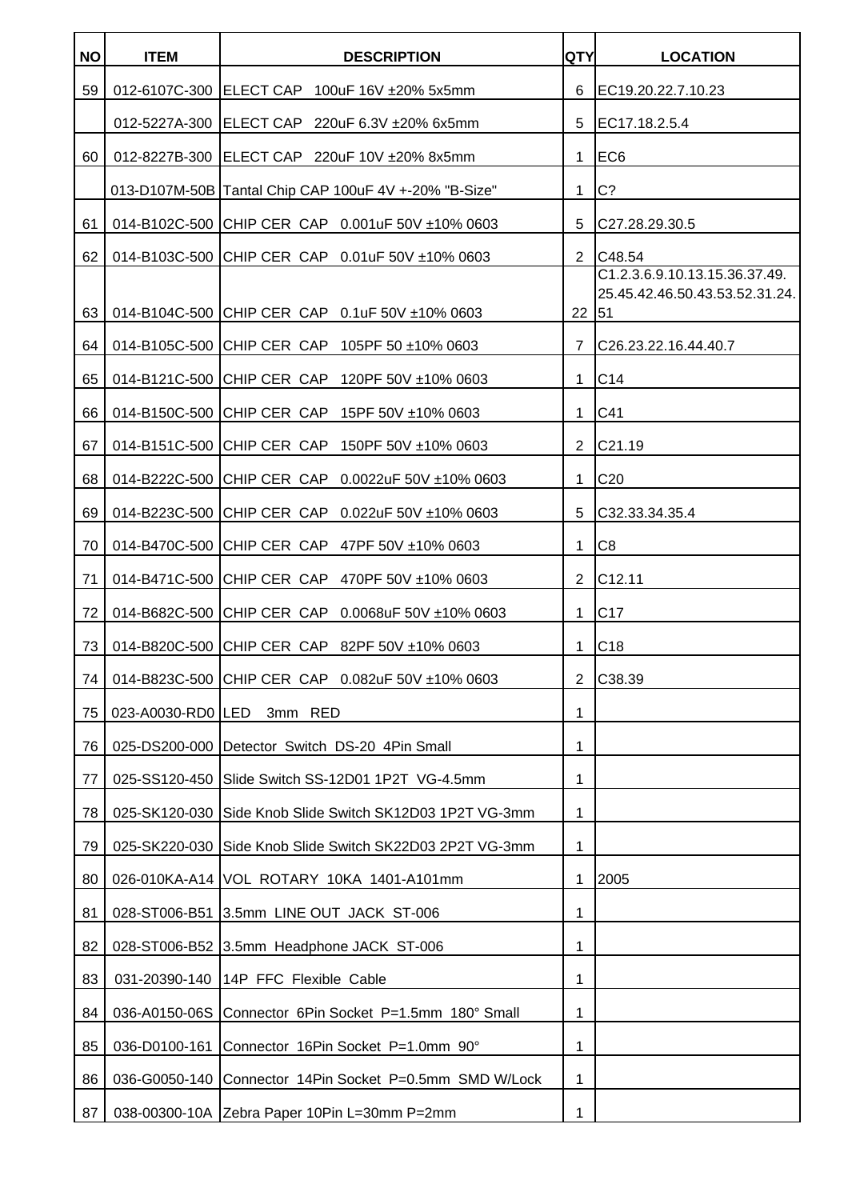| NO | ITEM | DESCRIPTION | QTY | LOCATION |
|---|---|---|---|---|
| 59 | 012-6107C-300 | ELECT CAP 100uF 16V ±20% 5x5mm | 6 | EC19.20.22.7.10.23 |
| | 012-5227A-300 | ELECT CAP 220uF 6.3V ±20% 6x5mm | 5 | EC17.18.2.5.4 |
| 60 | 012-8227B-300 | ELECT CAP 220uF 10V ±20% 8x5mm | 1 | EC6 |
| | 013-D107M-50B | Tantal Chip CAP 100uF 4V +-20% "B-Size" | 1 | C? |
| 61 | 014-B102C-500 | CHIP CER CAP 0.001uF 50V ±10% 0603 | 5 | C27.28.29.30.5 |
| 62 | 014-B103C-500 | CHIP CER CAP 0.01uF 50V ±10% 0603 | 2 | C48.54 |
| 63 | 014-B104C-500 | CHIP CER CAP 0.1uF 50V ±10% 0603 | 22 | C1.2.3.6.9.10.13.15.36.37.49.25.45.42.46.50.43.53.52.31.24.51 |
| 64 | 014-B105C-500 | CHIP CER CAP 105PF 50 ±10% 0603 | 7 | C26.23.22.16.44.40.7 |
| 65 | 014-B121C-500 | CHIP CER CAP 120PF 50V ±10% 0603 | 1 | C14 |
| 66 | 014-B150C-500 | CHIP CER CAP 15PF 50V ±10% 0603 | 1 | C41 |
| 67 | 014-B151C-500 | CHIP CER CAP 150PF 50V ±10% 0603 | 2 | C21.19 |
| 68 | 014-B222C-500 | CHIP CER CAP 0.0022uF 50V ±10% 0603 | 1 | C20 |
| 69 | 014-B223C-500 | CHIP CER CAP 0.022uF 50V ±10% 0603 | 5 | C32.33.34.35.4 |
| 70 | 014-B470C-500 | CHIP CER CAP 47PF 50V ±10% 0603 | 1 | C8 |
| 71 | 014-B471C-500 | CHIP CER CAP 470PF 50V ±10% 0603 | 2 | C12.11 |
| 72 | 014-B682C-500 | CHIP CER CAP 0.0068uF 50V ±10% 0603 | 1 | C17 |
| 73 | 014-B820C-500 | CHIP CER CAP 82PF 50V ±10% 0603 | 1 | C18 |
| 74 | 014-B823C-500 | CHIP CER CAP 0.082uF 50V ±10% 0603 | 2 | C38.39 |
| 75 | 023-A0030-RD0 | LED 3mm RED | 1 | |
| 76 | 025-DS200-000 | Detector Switch DS-20 4Pin Small | 1 | |
| 77 | 025-SS120-450 | Slide Switch SS-12D01 1P2T VG-4.5mm | 1 | |
| 78 | 025-SK120-030 | Side Knob Slide Switch SK12D03 1P2T VG-3mm | 1 | |
| 79 | 025-SK220-030 | Side Knob Slide Switch SK22D03 2P2T VG-3mm | 1 | |
| 80 | 026-010KA-A14 | VOL ROTARY 10KA 1401-A101mm | 1 | 2005 |
| 81 | 028-ST006-B51 | 3.5mm LINE OUT JACK ST-006 | 1 | |
| 82 | 028-ST006-B52 | 3.5mm Headphone JACK ST-006 | 1 | |
| 83 | 031-20390-140 | 14P FFC Flexible Cable | 1 | |
| 84 | 036-A0150-06S | Connector 6Pin Socket P=1.5mm 180° Small | 1 | |
| 85 | 036-D0100-161 | Connector 16Pin Socket P=1.0mm 90° | 1 | |
| 86 | 036-G0050-140 | Connector 14Pin Socket P=0.5mm SMD W/Lock | 1 | |
| 87 | 038-00300-10A | Zebra Paper 10Pin L=30mm P=2mm | 1 | |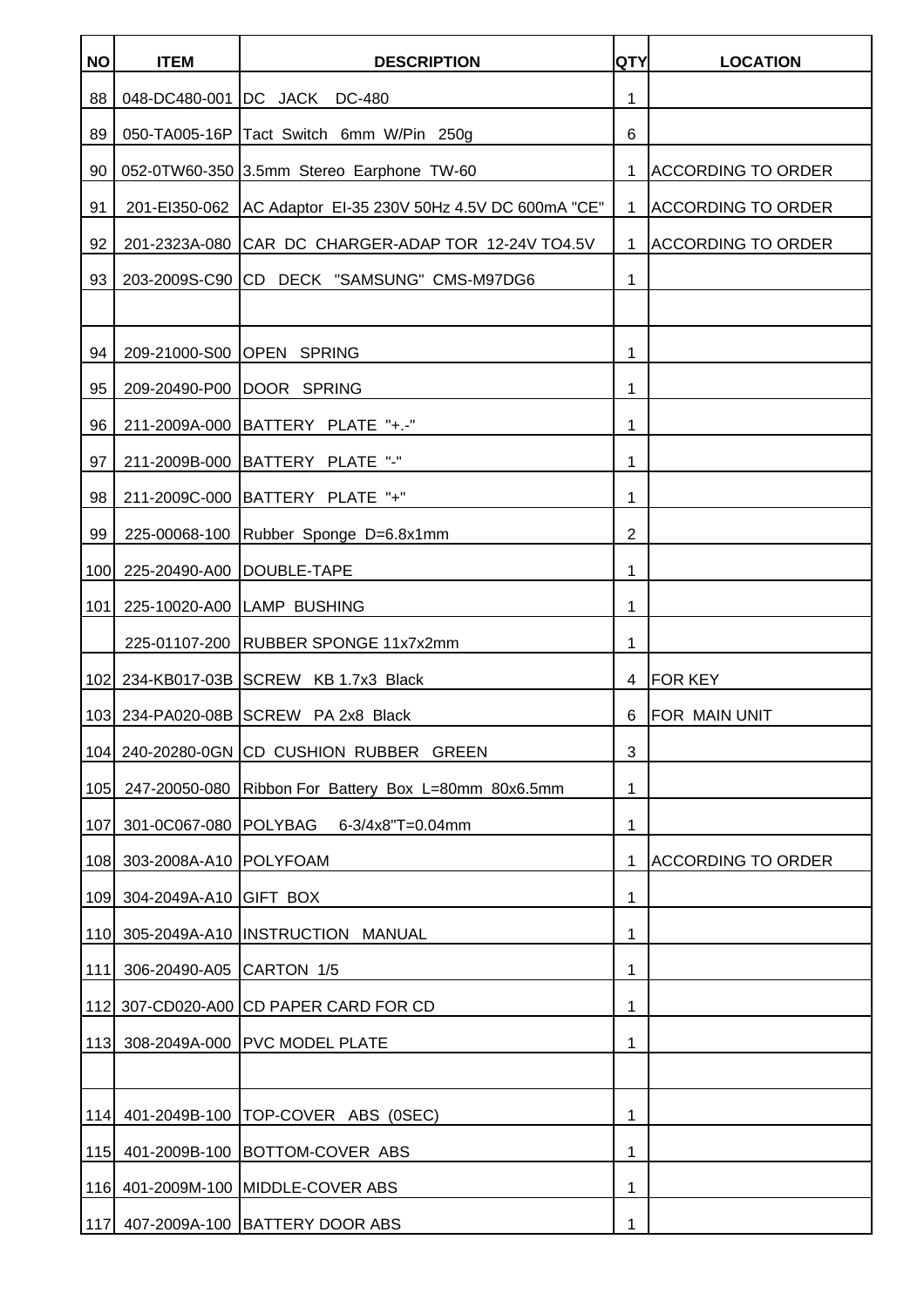| NO | ITEM | DESCRIPTION | QTY | LOCATION |
|---|---|---|---|---|
| 88 | 048-DC480-001 | DC JACK DC-480 | 1 | |
| 89 | 050-TA005-16P | Tact Switch 6mm W/Pin 250g | 6 | |
| 90 | 052-0TW60-350 | 3.5mm Stereo Earphone TW-60 | 1 | ACCORDING TO ORDER |
| 91 | 201-EI350-062 | AC Adaptor EI-35 230V 50Hz 4.5V DC 600mA "CE" | 1 | ACCORDING TO ORDER |
| 92 | 201-2323A-080 | CAR DC CHARGER-ADAP TOR 12-24V TO4.5V | 1 | ACCORDING TO ORDER |
| 93 | 203-2009S-C90 | CD DECK "SAMSUNG" CMS-M97DG6 | 1 | |
| | | | | |
| 94 | 209-21000-S00 | OPEN SPRING | 1 | |
| 95 | 209-20490-P00 | DOOR SPRING | 1 | |
| 96 | 211-2009A-000 | BATTERY PLATE "+.-" | 1 | |
| 97 | 211-2009B-000 | BATTERY PLATE "-" | 1 | |
| 98 | 211-2009C-000 | BATTERY PLATE "+" | 1 | |
| 99 | 225-00068-100 | Rubber Sponge D=6.8x1mm | 2 | |
| 100 | 225-20490-A00 | DOUBLE-TAPE | 1 | |
| 101 | 225-10020-A00 | LAMP BUSHING | 1 | |
| | 225-01107-200 | RUBBER SPONGE 11x7x2mm | 1 | |
| 102 | 234-KB017-03B | SCREW KB 1.7x3 Black | 4 | FOR KEY |
| 103 | 234-PA020-08B | SCREW PA 2x8 Black | 6 | FOR MAIN UNIT |
| 104 | 240-20280-0GN | CD CUSHION RUBBER GREEN | 3 | |
| 105 | 247-20050-080 | Ribbon For Battery Box L=80mm 80x6.5mm | 1 | |
| 107 | 301-0C067-080 | POLYBAG 6-3/4x8"T=0.04mm | 1 | |
| 108 | 303-2008A-A10 | POLYFOAM | 1 | ACCORDING TO ORDER |
| 109 | 304-2049A-A10 | GIFT BOX | 1 | |
| 110 | 305-2049A-A10 | INSTRUCTION MANUAL | 1 | |
| 111 | 306-20490-A05 | CARTON 1/5 | 1 | |
| 112 | 307-CD020-A00 | CD PAPER CARD FOR CD | 1 | |
| 113 | 308-2049A-000 | PVC MODEL PLATE | 1 | |
| | | | | |
| 114 | 401-2049B-100 | TOP-COVER ABS (0SEC) | 1 | |
| 115 | 401-2009B-100 | BOTTOM-COVER ABS | 1 | |
| 116 | 401-2009M-100 | MIDDLE-COVER ABS | 1 | |
| 117 | 407-2009A-100 | BATTERY DOOR ABS | 1 | |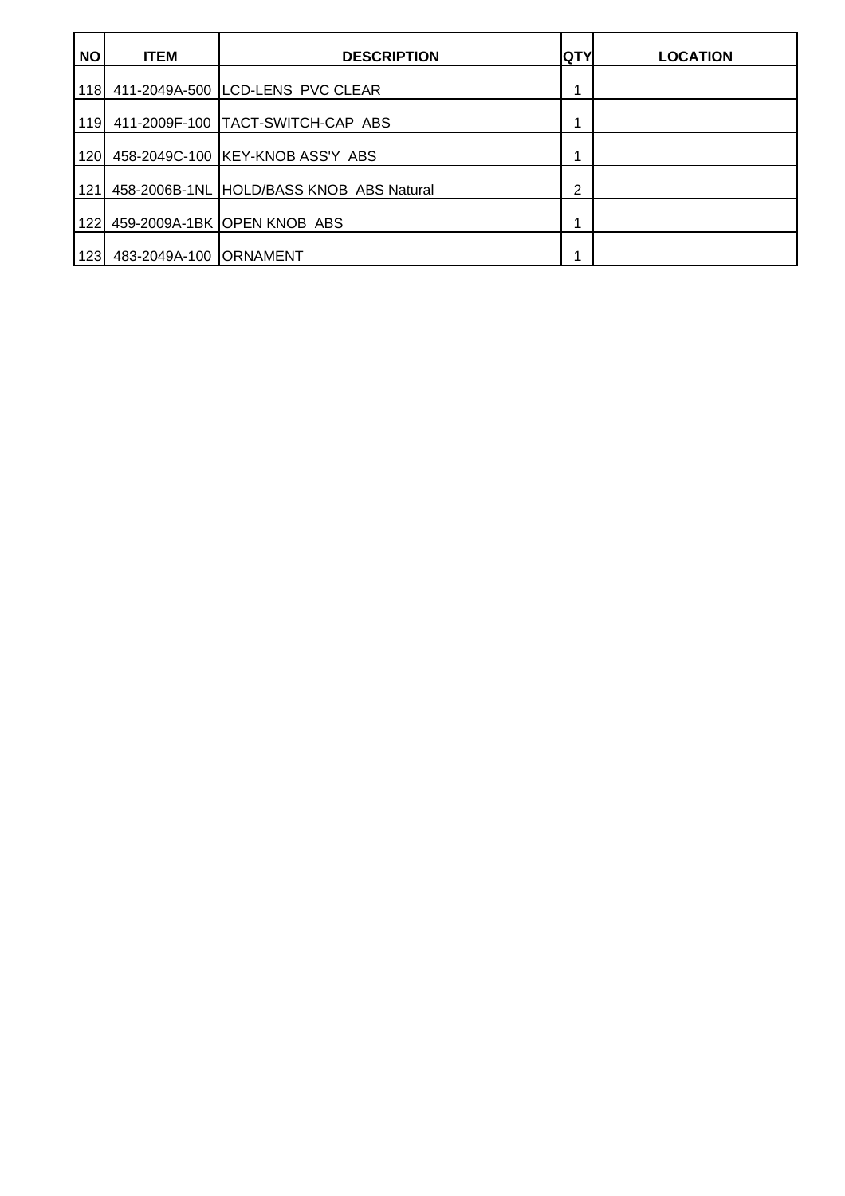| NO | ITEM | DESCRIPTION | QTY | LOCATION |
|---|---|---|---|---|
| 118 | 411-2049A-500 | LCD-LENS PVC CLEAR | 1 | |
| 119 | 411-2009F-100 | TACT-SWITCH-CAP ABS | 1 | |
| 120 | 458-2049C-100 | KEY-KNOB ASS'Y ABS | 1 | |
| 121 | 458-2006B-1NL | HOLD/BASS KNOB ABS Natural | 2 | |
| 122 | 459-2009A-1BK | OPEN KNOB ABS | 1 | |
| 123 | 483-2049A-100 | ORNAMENT | 1 | |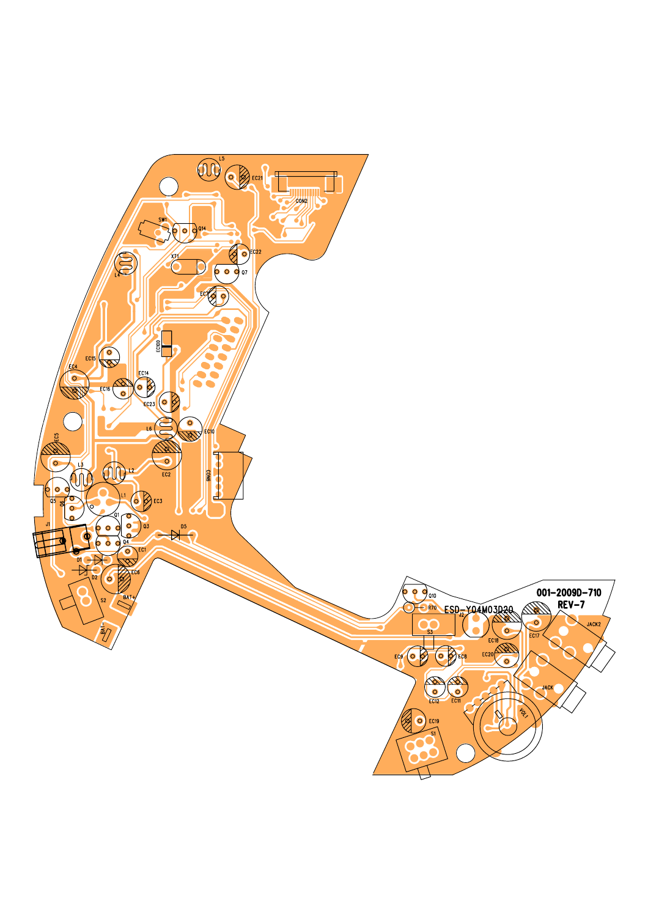001-2009D-710

REV-7

ESD-Y04M03D20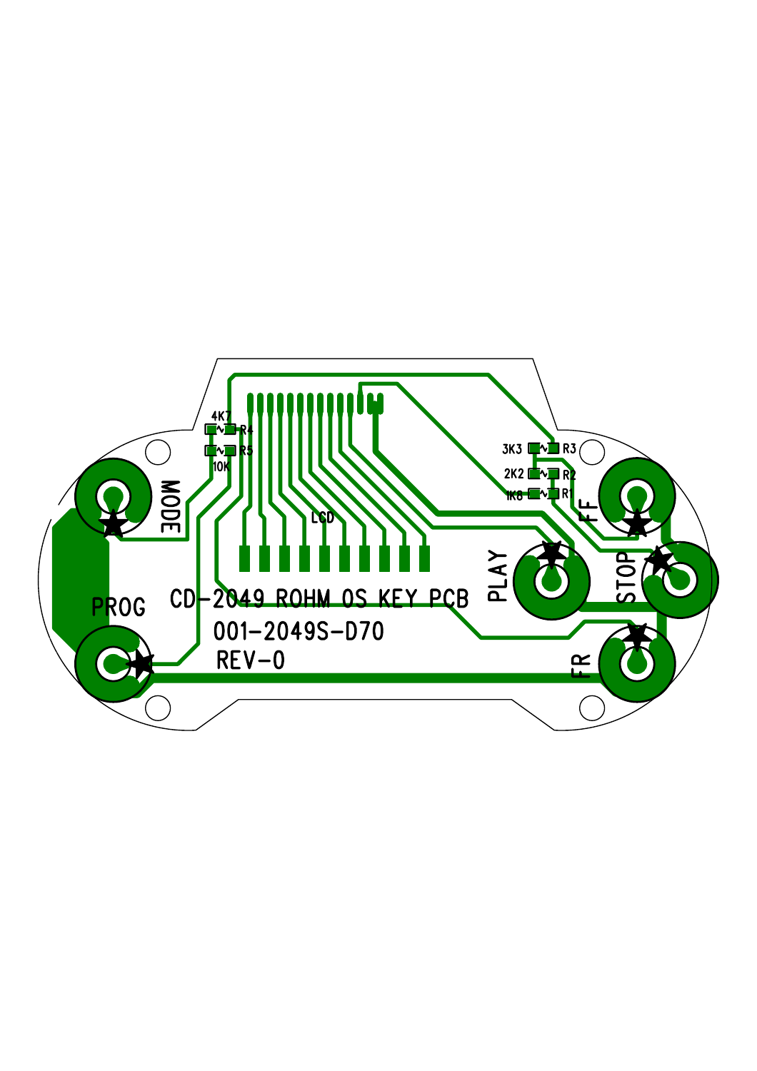CD-2049 ROHM OS KEY PCB

001-2049S-D70

REV-0

MODE

PROG

LCD

PLAY

STOP

FF

FR

4K7 R4

R5 10K

3K3 R3

2K2 R2

1K8 R1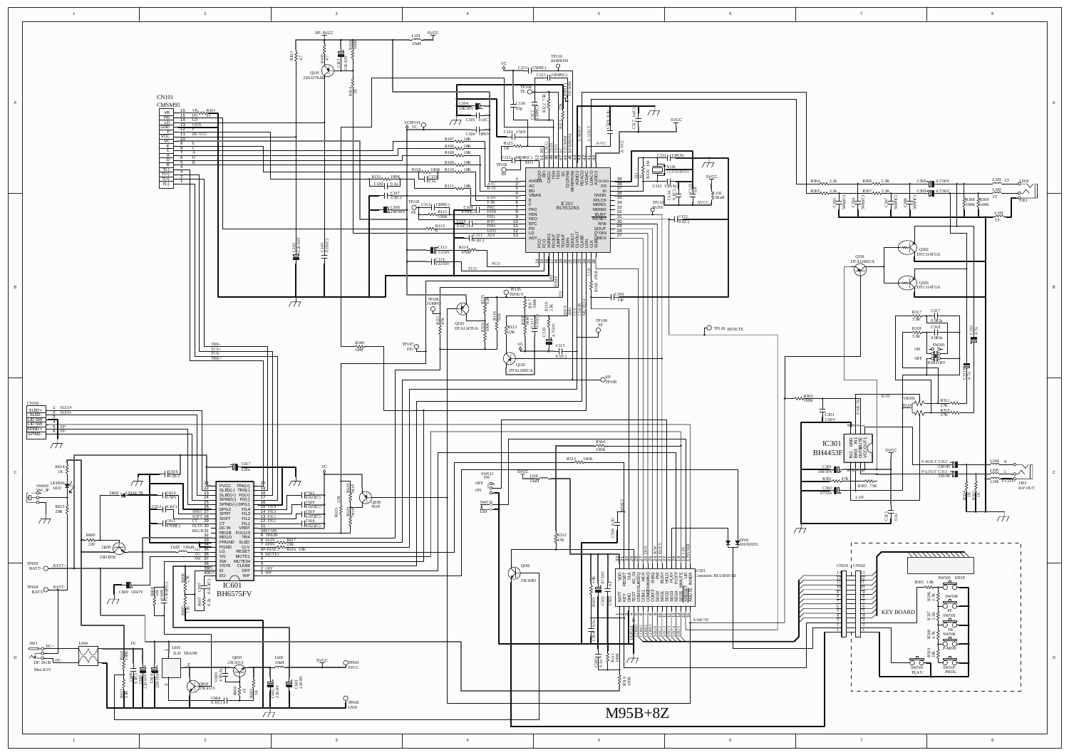M95B+8Z